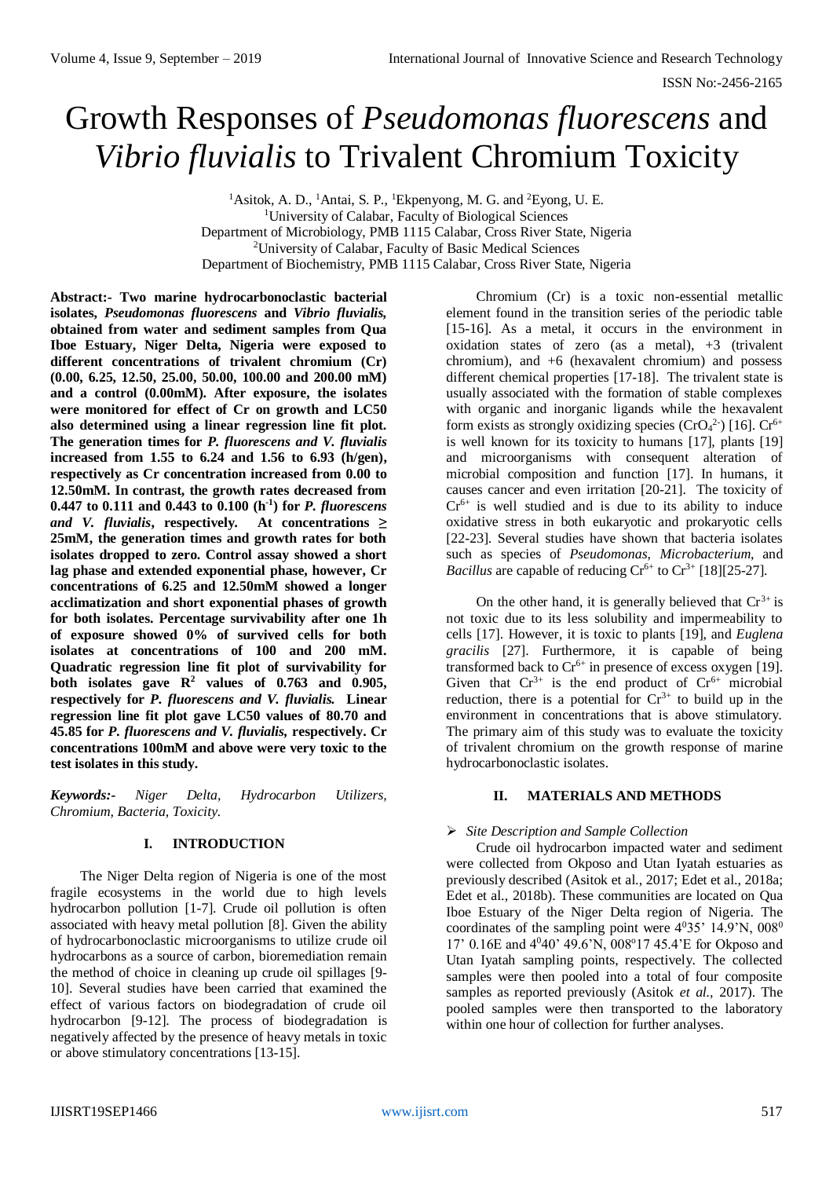# Growth Responses of *Pseudomonas fluorescens* and *Vibrio fluvialis* to Trivalent Chromium Toxicity

[1]Asitok, A. D., [1]Antai, S. P., [1]Ekpenyong, M. G. and [2]Eyong, U. E.
[1]University of Calabar, Faculty of Biological Sciences
Department of Microbiology, PMB 1115 Calabar, Cross River State, Nigeria
[2]University of Calabar, Faculty of Basic Medical Sciences
Department of Biochemistry, PMB 1115 Calabar, Cross River State, Nigeria

**Abstract:- Two marine hydrocarbonoclastic bacterial isolates, *Pseudomonas fluorescens* and *Vibrio fluvialis,* obtained from water and sediment samples from Qua Iboe Estuary, Niger Delta, Nigeria were exposed to different concentrations of trivalent chromium (Cr) (0.00, 6.25, 12.50, 25.00, 50.00, 100.00 and 200.00 mM) and a control (0.00mM). After exposure, the isolates were monitored for effect of Cr on growth and LC50 also determined using a linear regression line fit plot. The generation times for *P. fluorescens and V. fluvialis* increased from 1.55 to 6.24 and 1.56 to 6.93 (h/gen), respectively as Cr concentration increased from 0.00 to 12.50mM. In contrast, the growth rates decreased from 0.447 to 0.111 and 0.443 to 0.100 ($h^{-1}$) for *P. fluorescens and V. fluvialis*, respectively. At concentrations ≥ 25mM, the generation times and growth rates for both isolates dropped to zero. Control assay showed a short lag phase and extended exponential phase, however, Cr concentrations of 6.25 and 12.50mM showed a longer acclimatization and short exponential phases of growth for both isolates. Percentage survivability after one 1h of exposure showed 0% of survived cells for both isolates at concentrations of 100 and 200 mM. Quadratic regression line fit plot of survivability for both isolates gave $R^2$ values of 0.763 and 0.905, respectively for *P. fluorescens and V. fluvialis.* Linear regression line fit plot gave LC50 values of 80.70 and 45.85 for *P. fluorescens and V. fluvialis,* respectively. Cr concentrations 100mM and above were very toxic to the test isolates in this study.**

***Keywords:-*** *Niger Delta, Hydrocarbon Utilizers, Chromium, Bacteria, Toxicity.*

## I. INTRODUCTION

The Niger Delta region of Nigeria is one of the most fragile ecosystems in the world due to high levels hydrocarbon pollution [1-7]. Crude oil pollution is often associated with heavy metal pollution [8]. Given the ability of hydrocarbonoclastic microorganisms to utilize crude oil hydrocarbons as a source of carbon, bioremediation remain the method of choice in cleaning up crude oil spillages [9-10]. Several studies have been carried that examined the effect of various factors on biodegradation of crude oil hydrocarbon [9-12]. The process of biodegradation is negatively affected by the presence of heavy metals in toxic or above stimulatory concentrations [13-15].

Chromium (Cr) is a toxic non-essential metallic element found in the transition series of the periodic table [15-16]. As a metal, it occurs in the environment in oxidation states of zero (as a metal), +3 (trivalent chromium), and +6 (hexavalent chromium) and possess different chemical properties [17-18]. The trivalent state is usually associated with the formation of stable complexes with organic and inorganic ligands while the hexavalent form exists as strongly oxidizing species ($CrO_4^{2-}$) [16]. $Cr^{6+}$ is well known for its toxicity to humans [17], plants [19] and microorganisms with consequent alteration of microbial composition and function [17]. In humans, it causes cancer and even irritation [20-21]. The toxicity of $Cr^{6+}$ is well studied and is due to its ability to induce oxidative stress in both eukaryotic and prokaryotic cells [22-23]. Several studies have shown that bacteria isolates such as species of *Pseudomonas*, *Microbacterium*, and *Bacillus* are capable of reducing $Cr^{6+}$ to $Cr^{3+}$ [18][25-27].

On the other hand, it is generally believed that $Cr^{3+}$ is not toxic due to its less solubility and impermeability to cells [17]. However, it is toxic to plants [19], and *Euglena gracilis* [27]. Furthermore, it is capable of being transformed back to $Cr^{6+}$ in presence of excess oxygen [19]. Given that $Cr^{3+}$ is the end product of $Cr^{6+}$ microbial reduction, there is a potential for $Cr^{3+}$ to build up in the environment in concentrations that is above stimulatory. The primary aim of this study was to evaluate the toxicity of trivalent chromium on the growth response of marine hydrocarbonoclastic isolates.

## II. MATERIALS AND METHODS

### *Site Description and Sample Collection*

Crude oil hydrocarbon impacted water and sediment were collected from Okposo and Utan Iyatah estuaries as previously described (Asitok et al., 2017; Edet et al., 2018a; Edet et al., 2018b). These communities are located on Qua Iboe Estuary of the Niger Delta region of Nigeria. The coordinates of the sampling point were $4^0$35' 14.9'N, $008^0$ 17' 0.16E and $4^0$40' 49.6'N, $008^o$17 45.4'E for Okposo and Utan Iyatah sampling points, respectively. The collected samples were then pooled into a total of four composite samples as reported previously (Asitok *et al.*, 2017). The pooled samples were then transported to the laboratory within one hour of collection for further analyses.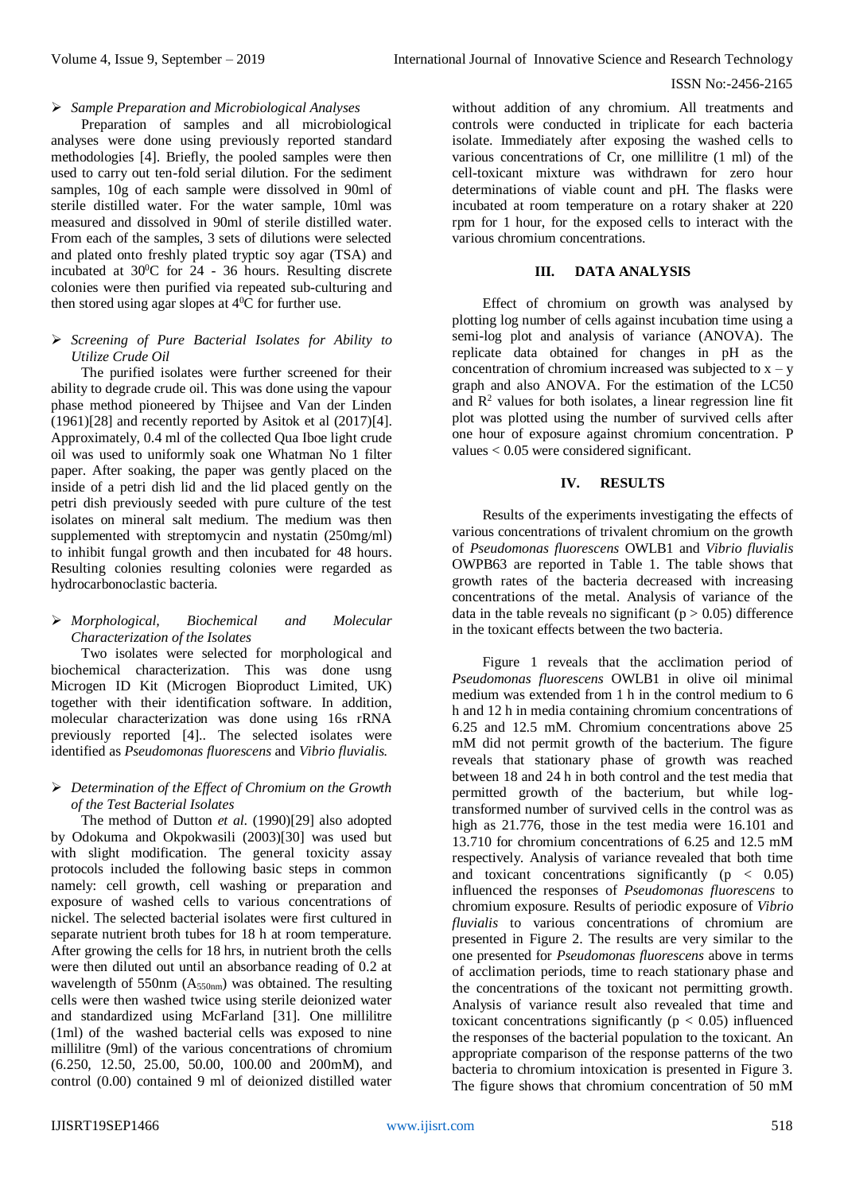- *Sample Preparation and Microbiological Analyses*

Preparation of samples and all microbiological analyses were done using previously reported standard methodologies [4]. Briefly, the pooled samples were then used to carry out ten-fold serial dilution. For the sediment samples, 10g of each sample were dissolved in 90ml of sterile distilled water. For the water sample, 10ml was measured and dissolved in 90ml of sterile distilled water. From each of the samples, 3 sets of dilutions were selected and plated onto freshly plated tryptic soy agar (TSA) and incubated at $30^0$C for 24 - 36 hours. Resulting discrete colonies were then purified via repeated sub-culturing and then stored using agar slopes at $4^0$C for further use.

- *Screening of Pure Bacterial Isolates for Ability to Utilize Crude Oil*

The purified isolates were further screened for their ability to degrade crude oil. This was done using the vapour phase method pioneered by Thijsee and Van der Linden (1961)[28] and recently reported by Asitok et al (2017)[4]. Approximately, 0.4 ml of the collected Qua Iboe light crude oil was used to uniformly soak one Whatman No 1 filter paper. After soaking, the paper was gently placed on the inside of a petri dish lid and the lid placed gently on the petri dish previously seeded with pure culture of the test isolates on mineral salt medium. The medium was then supplemented with streptomycin and nystatin (250mg/ml) to inhibit fungal growth and then incubated for 48 hours. Resulting colonies resulting colonies were regarded as hydrocarbonoclastic bacteria.

- *Morphological, Biochemical and Molecular Characterization of the Isolates*

Two isolates were selected for morphological and biochemical characterization. This was done usng Microgen ID Kit (Microgen Bioproduct Limited, UK) together with their identification software. In addition, molecular characterization was done using 16s rRNA previously reported [4].. The selected isolates were identified as *Pseudomonas fluorescens* and *Vibrio fluvialis.*

- *Determination of the Effect of Chromium on the Growth of the Test Bacterial Isolates*

The method of Dutton *et al*. (1990)[29] also adopted by Odokuma and Okpokwasili (2003)[30] was used but with slight modification. The general toxicity assay protocols included the following basic steps in common namely: cell growth, cell washing or preparation and exposure of washed cells to various concentrations of nickel. The selected bacterial isolates were first cultured in separate nutrient broth tubes for 18 h at room temperature. After growing the cells for 18 hrs, in nutrient broth the cells were then diluted out until an absorbance reading of 0.2 at wavelength of 550nm ($A_{550nm}$) was obtained. The resulting cells were then washed twice using sterile deionized water and standardized using McFarland [31]. One millilitre (1ml) of the washed bacterial cells was exposed to nine millilitre (9ml) of the various concentrations of chromium (6.250, 12.50, 25.00, 50.00, 100.00 and 200mM), and control (0.00) contained 9 ml of deionized distilled water without addition of any chromium. All treatments and controls were conducted in triplicate for each bacteria isolate. Immediately after exposing the washed cells to various concentrations of Cr, one millilitre (1 ml) of the cell-toxicant mixture was withdrawn for zero hour determinations of viable count and pH. The flasks were incubated at room temperature on a rotary shaker at 220 rpm for 1 hour, for the exposed cells to interact with the various chromium concentrations.

## III. DATA ANALYSIS

Effect of chromium on growth was analysed by plotting log number of cells against incubation time using a semi-log plot and analysis of variance (ANOVA). The replicate data obtained for changes in pH as the concentration of chromium increased was subjected to x – y graph and also ANOVA. For the estimation of the LC50 and $R^2$ values for both isolates, a linear regression line fit plot was plotted using the number of survived cells after one hour of exposure against chromium concentration. P values < 0.05 were considered significant.

## IV. RESULTS

Results of the experiments investigating the effects of various concentrations of trivalent chromium on the growth of *Pseudomonas fluorescens* OWLB1 and *Vibrio fluvialis* OWPB63 are reported in Table 1. The table shows that growth rates of the bacteria decreased with increasing concentrations of the metal. Analysis of variance of the data in the table reveals no significant ($p > 0.05$) difference in the toxicant effects between the two bacteria.

Figure 1 reveals that the acclimation period of *Pseudomonas fluorescens* OWLB1 in olive oil minimal medium was extended from 1 h in the control medium to 6 h and 12 h in media containing chromium concentrations of 6.25 and 12.5 mM. Chromium concentrations above 25 mM did not permit growth of the bacterium. The figure reveals that stationary phase of growth was reached between 18 and 24 h in both control and the test media that permitted growth of the bacterium, but while log-transformed number of survived cells in the control was as high as 21.776, those in the test media were 16.101 and 13.710 for chromium concentrations of 6.25 and 12.5 mM respectively. Analysis of variance revealed that both time and toxicant concentrations significantly ($p < 0.05$) influenced the responses of *Pseudomonas fluorescens* to chromium exposure. Results of periodic exposure of *Vibrio fluvialis* to various concentrations of chromium are presented in Figure 2. The results are very similar to the one presented for *Pseudomonas fluorescens* above in terms of acclimation periods, time to reach stationary phase and the concentrations of the toxicant not permitting growth. Analysis of variance result also revealed that time and toxicant concentrations significantly ($p < 0.05$) influenced the responses of the bacterial population to the toxicant. An appropriate comparison of the response patterns of the two bacteria to chromium intoxication is presented in Figure 3. The figure shows that chromium concentration of 50 mM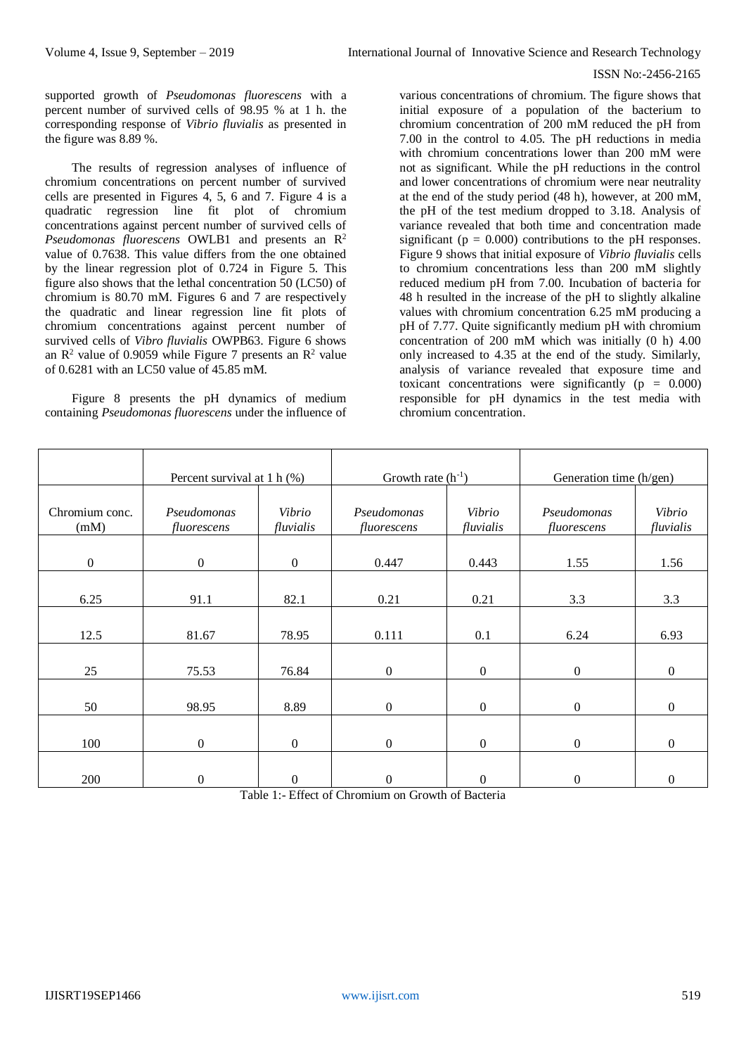supported growth of *Pseudomonas fluorescens* with a percent number of survived cells of 98.95 % at 1 h. the corresponding response of *Vibrio fluvialis* as presented in the figure was 8.89 %.

The results of regression analyses of influence of chromium concentrations on percent number of survived cells are presented in Figures 4, 5, 6 and 7. Figure 4 is a quadratic regression line fit plot of chromium concentrations against percent number of survived cells of *Pseudomonas fluorescens* OWLB1 and presents an $R^2$ value of 0.7638. This value differs from the one obtained by the linear regression plot of 0.724 in Figure 5. This figure also shows that the lethal concentration 50 (LC50) of chromium is 80.70 mM. Figures 6 and 7 are respectively the quadratic and linear regression line fit plots of chromium concentrations against percent number of survived cells of *Vibro fluvialis* OWPB63. Figure 6 shows an $R^2$ value of 0.9059 while Figure 7 presents an $R^2$ value of 0.6281 with an LC50 value of 45.85 mM.

Figure 8 presents the pH dynamics of medium containing *Pseudomonas fluorescens* under the influence of various concentrations of chromium. The figure shows that initial exposure of a population of the bacterium to chromium concentration of 200 mM reduced the pH from 7.00 in the control to 4.05. The pH reductions in media with chromium concentrations lower than 200 mM were not as significant. While the pH reductions in the control and lower concentrations of chromium were near neutrality at the end of the study period (48 h), however, at 200 mM, the pH of the test medium dropped to 3.18. Analysis of variance revealed that both time and concentration made significant ($p = 0.000$) contributions to the pH responses. Figure 9 shows that initial exposure of *Vibrio fluvialis* cells to chromium concentrations less than 200 mM slightly reduced medium pH from 7.00. Incubation of bacteria for 48 h resulted in the increase of the pH to slightly alkaline values with chromium concentration 6.25 mM producing a pH of 7.77. Quite significantly medium pH with chromium concentration of 200 mM which was initially (0 h) 4.00 only increased to 4.35 at the end of the study. Similarly, analysis of variance revealed that exposure time and toxicant concentrations were significantly ($p = 0.000$) responsible for pH dynamics in the test media with chromium concentration.

| | Percent survival at 1 h (%) | | Growth rate ($h^{-1}$) | | Generation time (h/gen) | |
|---|---|---|---|---|---|---|
| Chromium conc. (mM) | *Pseudomonas fluorescens* | *Vibrio fluvialis* | *Pseudomonas fluorescens* | *Vibrio fluvialis* | *Pseudomonas fluorescens* | *Vibrio fluvialis* |
| 0 | 0 | 0 | 0.447 | 0.443 | 1.55 | 1.56 |
| 6.25 | 91.1 | 82.1 | 0.21 | 0.21 | 3.3 | 3.3 |
| 12.5 | 81.67 | 78.95 | 0.111 | 0.1 | 6.24 | 6.93 |
| 25 | 75.53 | 76.84 | 0 | 0 | 0 | 0 |
| 50 | 98.95 | 8.89 | 0 | 0 | 0 | 0 |
| 100 | 0 | 0 | 0 | 0 | 0 | 0 |
| 200 | 0 | 0 | 0 | 0 | 0 | 0 |

Table 1:- Effect of Chromium on Growth of Bacteria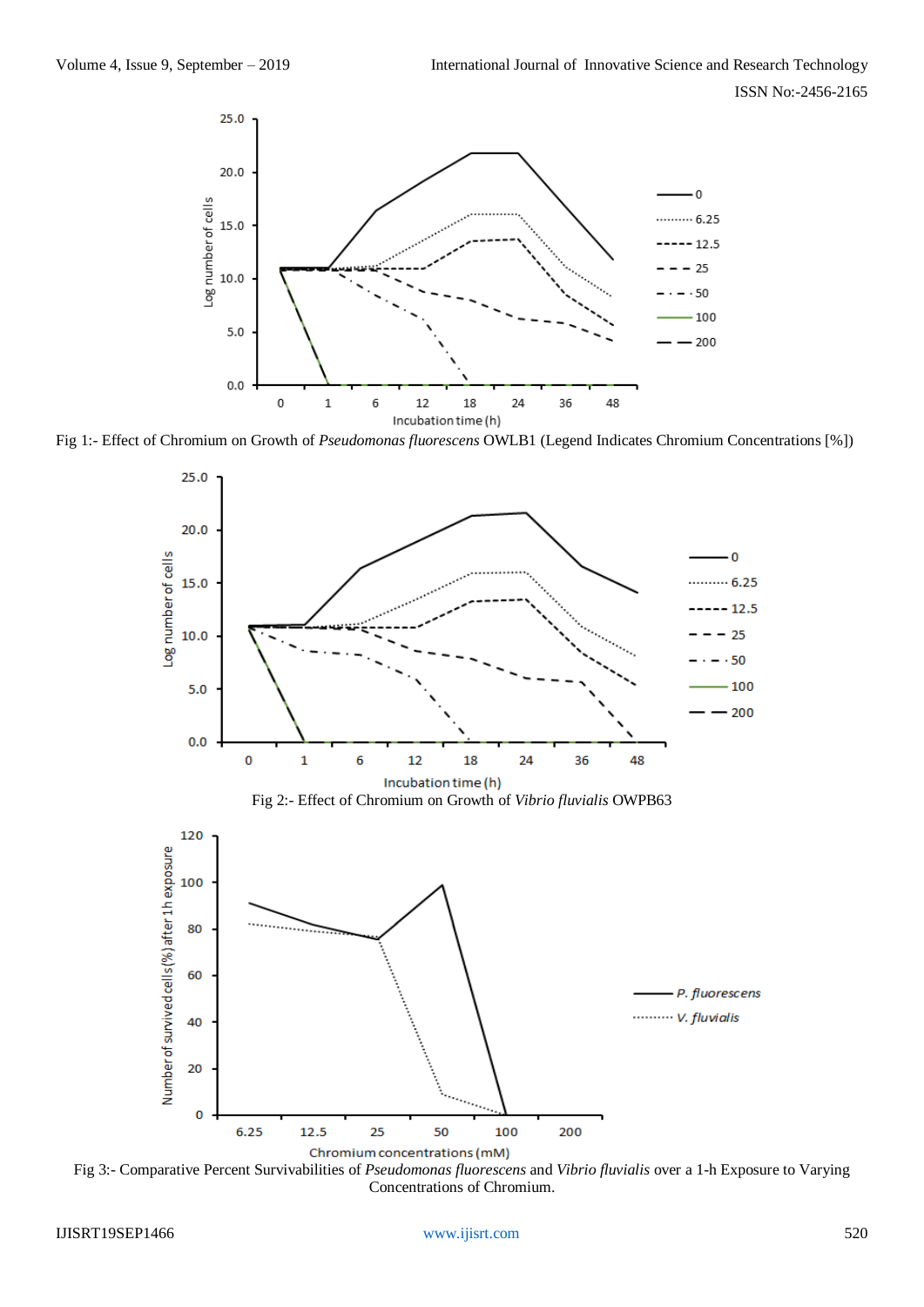Fig 1:- Effect of Chromium on Growth of *Pseudomonas fluorescens* OWLB1 (Legend Indicates Chromium Concentrations [%])

Fig 2:- Effect of Chromium on Growth of *Vibrio fluvialis* OWPB63

Fig 3:- Comparative Percent Survivabilities of *Pseudomonas fluorescens* and *Vibrio fluvialis* over a 1-h Exposure to Varying Concentrations of Chromium.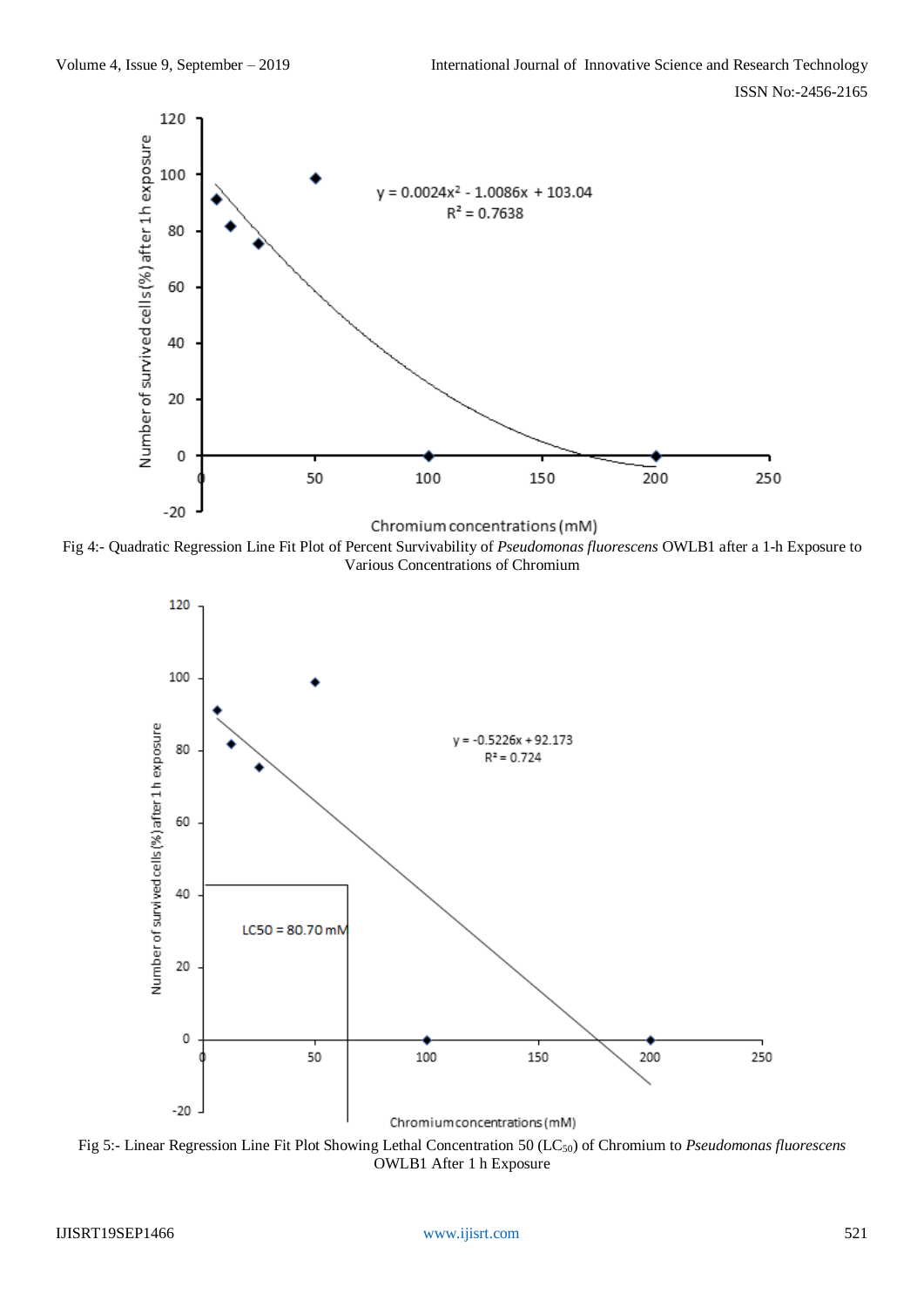Fig 4:- Quadratic Regression Line Fit Plot of Percent Survivability of *Pseudomonas fluorescens* OWLB1 after a 1-h Exposure to Various Concentrations of Chromium

Fig 5:- Linear Regression Line Fit Plot Showing Lethal Concentration 50 ($LC_{50}$) of Chromium to *Pseudomonas fluorescens* OWLB1 After 1 h Exposure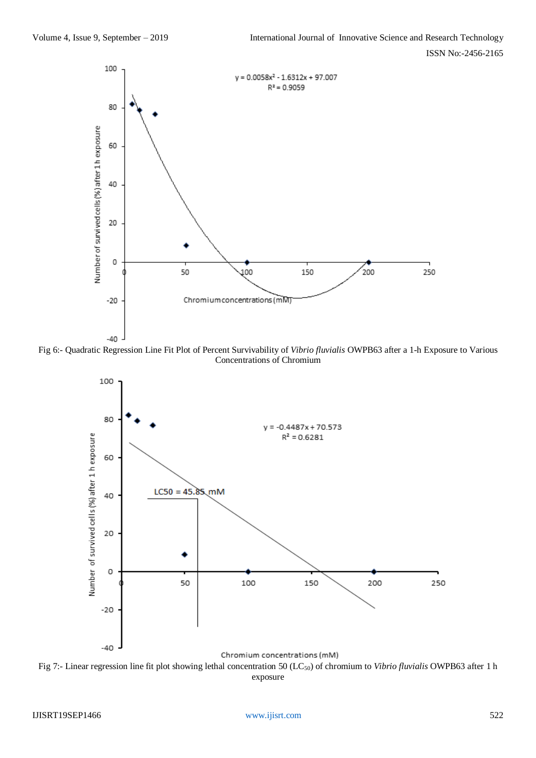Fig 6:- Quadratic Regression Line Fit Plot of Percent Survivability of *Vibrio fluvialis* OWPB63 after a 1-h Exposure to Various Concentrations of Chromium

Fig 7:- Linear regression line fit plot showing lethal concentration 50 ($LC_{50}$) of chromium to *Vibrio fluvialis* OWPB63 after 1 h exposure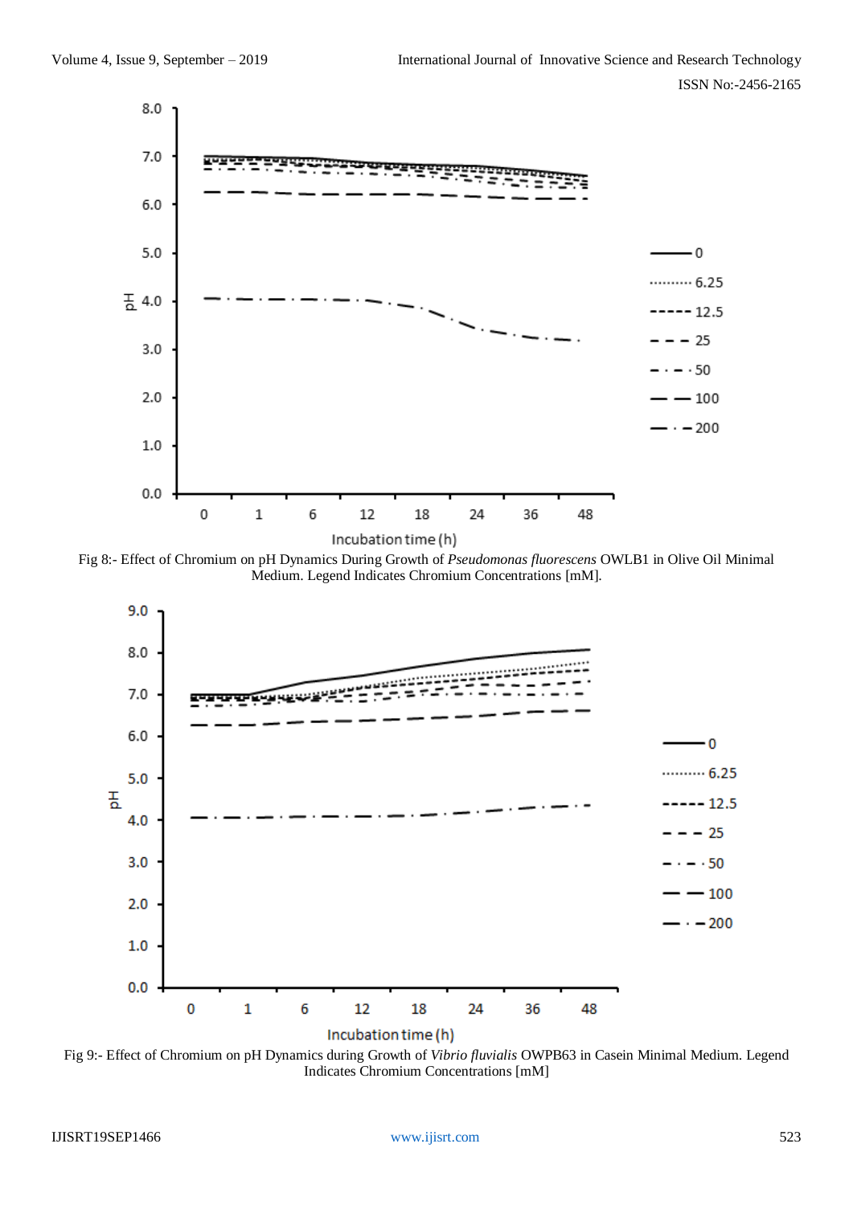Fig 8:- Effect of Chromium on pH Dynamics During Growth of *Pseudomonas fluorescens* OWLB1 in Olive Oil Minimal Medium. Legend Indicates Chromium Concentrations [mM].

Fig 9:- Effect of Chromium on pH Dynamics during Growth of *Vibrio fluvialis* OWPB63 in Casein Minimal Medium. Legend Indicates Chromium Concentrations [mM]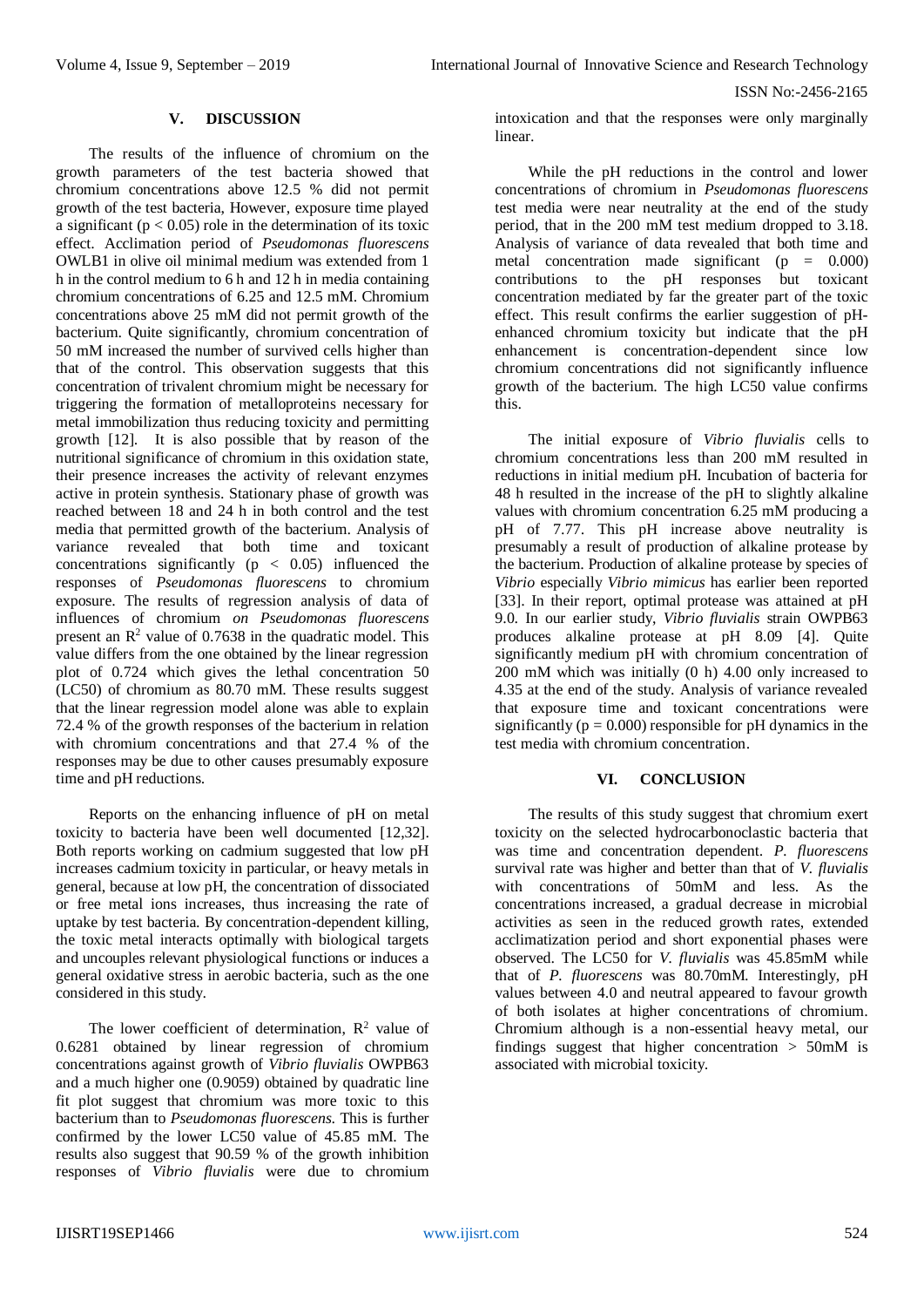## V. DISCUSSION

The results of the influence of chromium on the growth parameters of the test bacteria showed that chromium concentrations above 12.5 % did not permit growth of the test bacteria, However, exposure time played a significant ($p < 0.05$) role in the determination of its toxic effect. Acclimation period of *Pseudomonas fluorescens* OWLB1 in olive oil minimal medium was extended from 1 h in the control medium to 6 h and 12 h in media containing chromium concentrations of 6.25 and 12.5 mM. Chromium concentrations above 25 mM did not permit growth of the bacterium. Quite significantly, chromium concentration of 50 mM increased the number of survived cells higher than that of the control. This observation suggests that this concentration of trivalent chromium might be necessary for triggering the formation of metalloproteins necessary for metal immobilization thus reducing toxicity and permitting growth [12]. It is also possible that by reason of the nutritional significance of chromium in this oxidation state, their presence increases the activity of relevant enzymes active in protein synthesis. Stationary phase of growth was reached between 18 and 24 h in both control and the test media that permitted growth of the bacterium. Analysis of variance revealed that both time and toxicant concentrations significantly ($p < 0.05$) influenced the responses of *Pseudomonas fluorescens* to chromium exposure. The results of regression analysis of data of influences of chromium *on Pseudomonas fluorescens* present an $R^2$ value of 0.7638 in the quadratic model. This value differs from the one obtained by the linear regression plot of 0.724 which gives the lethal concentration 50 (LC50) of chromium as 80.70 mM. These results suggest that the linear regression model alone was able to explain 72.4 % of the growth responses of the bacterium in relation with chromium concentrations and that 27.4 % of the responses may be due to other causes presumably exposure time and pH reductions.

Reports on the enhancing influence of pH on metal toxicity to bacteria have been well documented [12,32]. Both reports working on cadmium suggested that low pH increases cadmium toxicity in particular, or heavy metals in general, because at low pH, the concentration of dissociated or free metal ions increases, thus increasing the rate of uptake by test bacteria. By concentration-dependent killing, the toxic metal interacts optimally with biological targets and uncouples relevant physiological functions or induces a general oxidative stress in aerobic bacteria, such as the one considered in this study.

The lower coefficient of determination, $R^2$ value of 0.6281 obtained by linear regression of chromium concentrations against growth of *Vibrio fluvialis* OWPB63 and a much higher one (0.9059) obtained by quadratic line fit plot suggest that chromium was more toxic to this bacterium than to *Pseudomonas fluorescens.* This is further confirmed by the lower LC50 value of 45.85 mM. The results also suggest that 90.59 % of the growth inhibition responses of *Vibrio fluvialis* were due to chromium intoxication and that the responses were only marginally linear.

While the pH reductions in the control and lower concentrations of chromium in *Pseudomonas fluorescens* test media were near neutrality at the end of the study period, that in the 200 mM test medium dropped to 3.18. Analysis of variance of data revealed that both time and metal concentration made significant ($p = 0.000$) contributions to the pH responses but toxicant concentration mediated by far the greater part of the toxic effect. This result confirms the earlier suggestion of pH-enhanced chromium toxicity but indicate that the pH enhancement is concentration-dependent since low chromium concentrations did not significantly influence growth of the bacterium. The high LC50 value confirms this.

The initial exposure of *Vibrio fluvialis* cells to chromium concentrations less than 200 mM resulted in reductions in initial medium pH. Incubation of bacteria for 48 h resulted in the increase of the pH to slightly alkaline values with chromium concentration 6.25 mM producing a pH of 7.77. This pH increase above neutrality is presumably a result of production of alkaline protease by the bacterium. Production of alkaline protease by species of *Vibrio* especially *Vibrio mimicus* has earlier been reported [33]. In their report, optimal protease was attained at pH 9.0. In our earlier study, *Vibrio fluvialis* strain OWPB63 produces alkaline protease at pH 8.09 [4]. Quite significantly medium pH with chromium concentration of 200 mM which was initially (0 h) 4.00 only increased to 4.35 at the end of the study. Analysis of variance revealed that exposure time and toxicant concentrations were significantly ($p = 0.000$) responsible for pH dynamics in the test media with chromium concentration.

## VI. CONCLUSION

The results of this study suggest that chromium exert toxicity on the selected hydrocarbonoclastic bacteria that was time and concentration dependent. *P. fluorescens* survival rate was higher and better than that of *V. fluvialis* with concentrations of 50mM and less. As the concentrations increased, a gradual decrease in microbial activities as seen in the reduced growth rates, extended acclimatization period and short exponential phases were observed. The LC50 for *V. fluvialis* was 45.85mM while that of *P. fluorescens* was 80.70mM. Interestingly, pH values between 4.0 and neutral appeared to favour growth of both isolates at higher concentrations of chromium. Chromium although is a non-essential heavy metal, our findings suggest that higher concentration > 50mM is associated with microbial toxicity.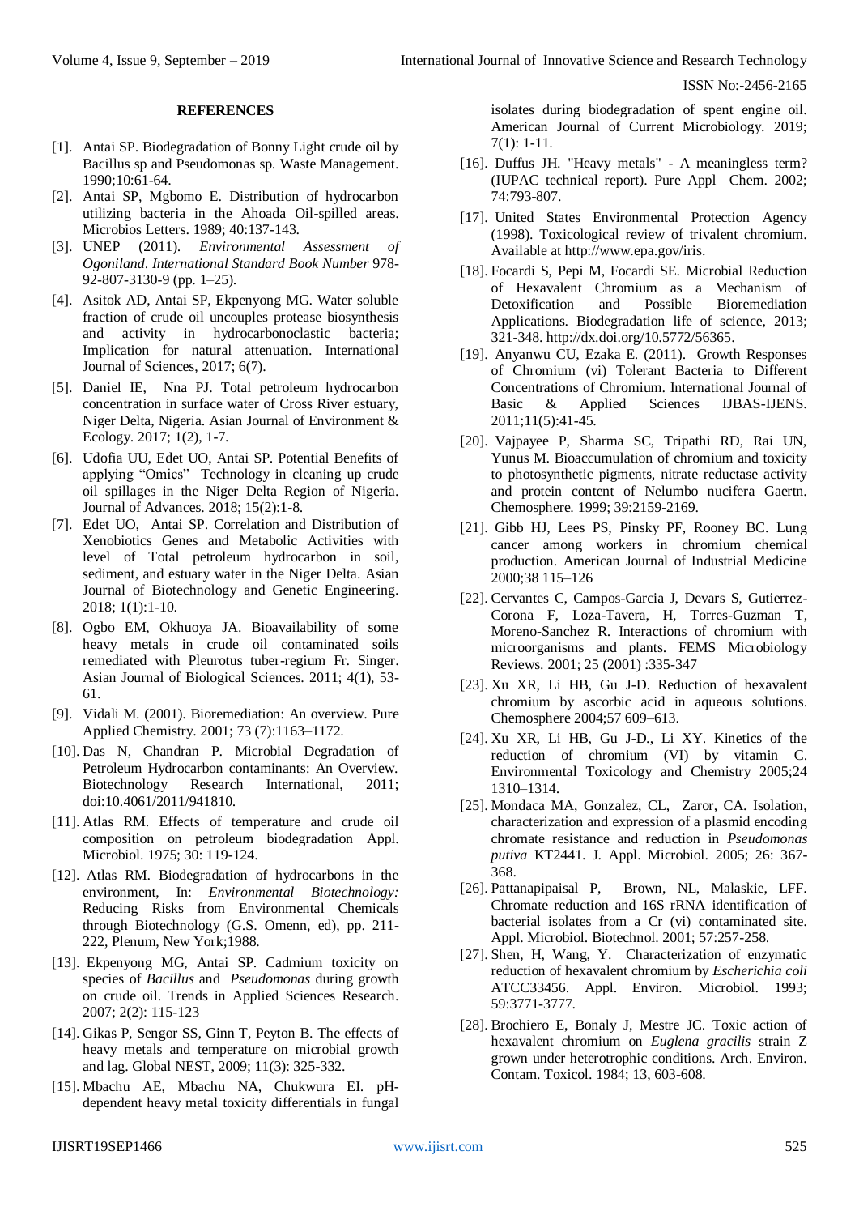## REFERENCES

[1]. Antai SP. Biodegradation of Bonny Light crude oil by Bacillus sp and Pseudomonas sp. Waste Management. 1990;10:61-64.

[2]. Antai SP, Mgbomo E. Distribution of hydrocarbon utilizing bacteria in the Ahoada Oil-spilled areas. Microbios Letters. 1989; 40:137-143.

[3]. UNEP (2011). *Environmental Assessment of Ogoniland*. *International Standard Book Number* 978-92-807-3130-9 (pp. 1–25).

[4]. Asitok AD, Antai SP, Ekpenyong MG. Water soluble fraction of crude oil uncouples protease biosynthesis and activity in hydrocarbonoclastic bacteria; Implication for natural attenuation. International Journal of Sciences, 2017; 6(7).

[5]. Daniel IE, Nna PJ. Total petroleum hydrocarbon concentration in surface water of Cross River estuary, Niger Delta, Nigeria. Asian Journal of Environment & Ecology. 2017; 1(2), 1-7.

[6]. Udofia UU, Edet UO, Antai SP. Potential Benefits of applying "Omics" Technology in cleaning up crude oil spillages in the Niger Delta Region of Nigeria. Journal of Advances. 2018; 15(2):1-8.

[7]. Edet UO, Antai SP. Correlation and Distribution of Xenobiotics Genes and Metabolic Activities with level of Total petroleum hydrocarbon in soil, sediment, and estuary water in the Niger Delta. Asian Journal of Biotechnology and Genetic Engineering. 2018; 1(1):1-10.

[8]. Ogbo EM, Okhuoya JA. Bioavailability of some heavy metals in crude oil contaminated soils remediated with Pleurotus tuber-regium Fr. Singer. Asian Journal of Biological Sciences. 2011; 4(1), 53-61.

[9]. Vidali M. (2001). Bioremediation: An overview. Pure Applied Chemistry. 2001; 73 (7):1163–1172.

[10]. Das N, Chandran P. Microbial Degradation of Petroleum Hydrocarbon contaminants: An Overview. Biotechnology Research International, 2011; doi:10.4061/2011/941810.

[11]. Atlas RM. Effects of temperature and crude oil composition on petroleum biodegradation Appl. Microbiol. 1975; 30: 119-124.

[12]. Atlas RM. Biodegradation of hydrocarbons in the environment, In: *Environmental Biotechnology: Reducing Risks from Environmental Chemicals through Biotechnology* (G.S. Omenn, ed), pp. 211-222, Plenum, New York;1988.

[13]. Ekpenyong MG, Antai SP. Cadmium toxicity on species of *Bacillus* and *Pseudomonas* during growth on crude oil. Trends in Applied Sciences Research. 2007; 2(2): 115-123

[14]. Gikas P, Sengor SS, Ginn T, Peyton B. The effects of heavy metals and temperature on microbial growth and lag. Global NEST, 2009; 11(3): 325-332.

[15]. Mbachu AE, Mbachu NA, Chukwura EI. pH-dependent heavy metal toxicity differentials in fungal isolates during biodegradation of spent engine oil. American Journal of Current Microbiology. 2019; 7(1): 1-11.

[16]. Duffus JH. "Heavy metals" - A meaningless term? (IUPAC technical report). Pure Appl Chem. 2002; 74:793-807.

[17]. United States Environmental Protection Agency (1998). Toxicological review of trivalent chromium. Available at http://www.epa.gov/iris.

[18]. Focardi S, Pepi M, Focardi SE. Microbial Reduction of Hexavalent Chromium as a Mechanism of Detoxification and Possible Bioremediation Applications. Biodegradation life of science, 2013; 321-348. http://dx.doi.org/10.5772/56365.

[19]. Anyanwu CU, Ezaka E. (2011). Growth Responses of Chromium (vi) Tolerant Bacteria to Different Concentrations of Chromium. International Journal of Basic & Applied Sciences IJBAS-IJENS. 2011;11(5):41-45.

[20]. Vajpayee P, Sharma SC, Tripathi RD, Rai UN, Yunus M. Bioaccumulation of chromium and toxicity to photosynthetic pigments, nitrate reductase activity and protein content of Nelumbo nucifera Gaertn. Chemosphere. 1999; 39:2159-2169.

[21]. Gibb HJ, Lees PS, Pinsky PF, Rooney BC. Lung cancer among workers in chromium chemical production. American Journal of Industrial Medicine 2000;38 115–126

[22]. Cervantes C, Campos-Garcia J, Devars S, Gutierrez-Corona F, Loza-Tavera, H, Torres-Guzman T, Moreno-Sanchez R. Interactions of chromium with microorganisms and plants. FEMS Microbiology Reviews. 2001; 25 (2001) :335-347

[23]. Xu XR, Li HB, Gu J-D. Reduction of hexavalent chromium by ascorbic acid in aqueous solutions. Chemosphere 2004;57 609–613.

[24]. Xu XR, Li HB, Gu J-D., Li XY. Kinetics of the reduction of chromium (VI) by vitamin C. Environmental Toxicology and Chemistry 2005;24 1310–1314.

[25]. Mondaca MA, Gonzalez, CL, Zaror, CA. Isolation, characterization and expression of a plasmid encoding chromate resistance and reduction in *Pseudomonas putiva* KT2441. J. Appl. Microbiol. 2005; 26: 367-368.

[26]. Pattanapipaisal P, Brown, NL, Malaskie, LFF. Chromate reduction and 16S rRNA identification of bacterial isolates from a Cr (vi) contaminated site. Appl. Microbiol. Biotechnol. 2001; 57:257-258.

[27]. Shen, H, Wang, Y. Characterization of enzymatic reduction of hexavalent chromium by *Escherichia coli* ATCC33456. Appl. Environ. Microbiol. 1993; 59:3771-3777.

[28]. Brochiero E, Bonaly J, Mestre JC. Toxic action of hexavalent chromium on *Euglena gracilis* strain Z grown under heterotrophic conditions. Arch. Environ. Contam. Toxicol. 1984; 13, 603-608.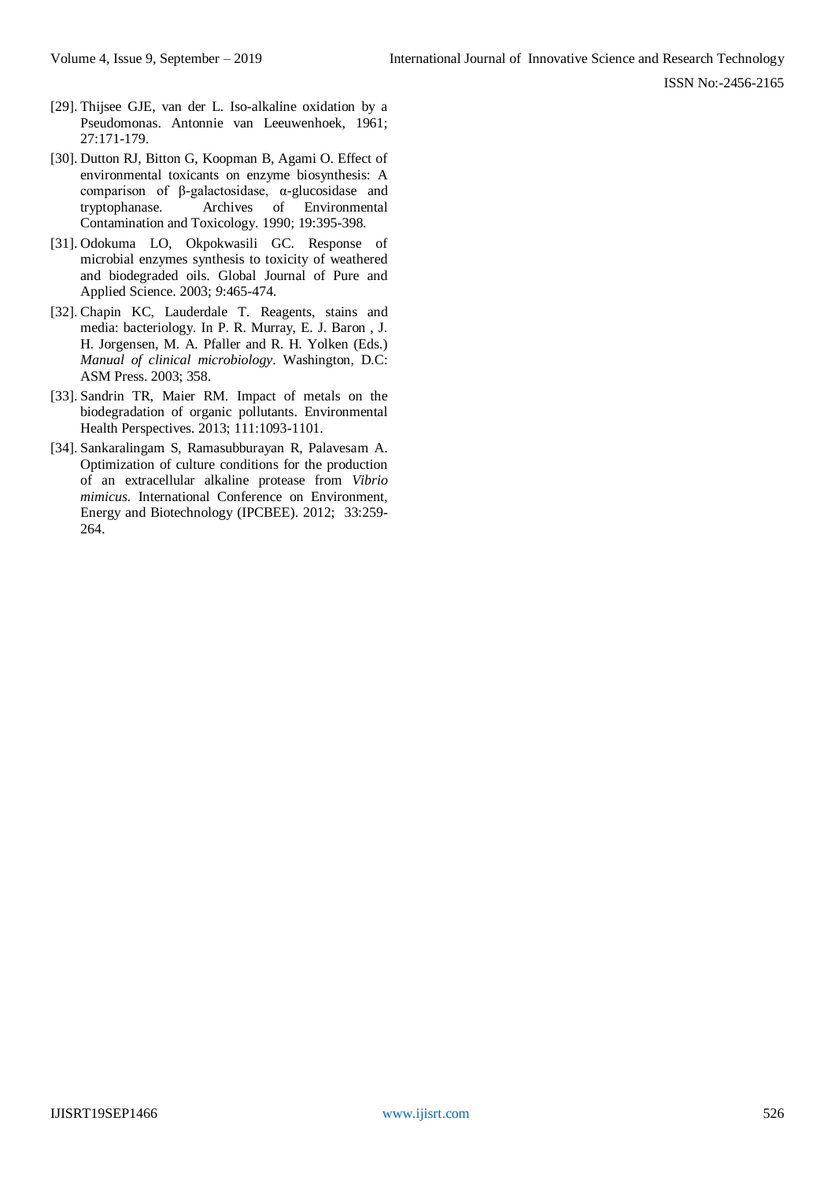[29]. Thijsee GJE, van der L. Iso-alkaline oxidation by a Pseudomonas. Antonnie van Leeuwenhoek, 1961; 27:171-179.

[30]. Dutton RJ, Bitton G, Koopman B, Agami O. Effect of environmental toxicants on enzyme biosynthesis: A comparison of β-galactosidase, α-glucosidase and tryptophanase. Archives of Environmental Contamination and Toxicology. 1990; 19:395-398.

[31]. Odokuma LO, Okpokwasili GC. Response of microbial enzymes synthesis to toxicity of weathered and biodegraded oils. Global Journal of Pure and Applied Science. 2003; 9:465-474.

[32]. Chapin KC, Lauderdale T. Reagents, stains and media: bacteriology. In P. R. Murray, E. J. Baron , J. H. Jorgensen, M. A. Pfaller and R. H. Yolken (Eds.) *Manual of clinical microbiology*. Washington, D.C: ASM Press. 2003; 358.

[33]. Sandrin TR, Maier RM. Impact of metals on the biodegradation of organic pollutants. Environmental Health Perspectives. 2013; 111:1093-1101.

[34]. Sankaralingam S, Ramasubburayan R, Palavesam A. Optimization of culture conditions for the production of an extracellular alkaline protease from *Vibrio mimicus.* International Conference on Environment, Energy and Biotechnology (IPCBEE). 2012; 33:259-264.